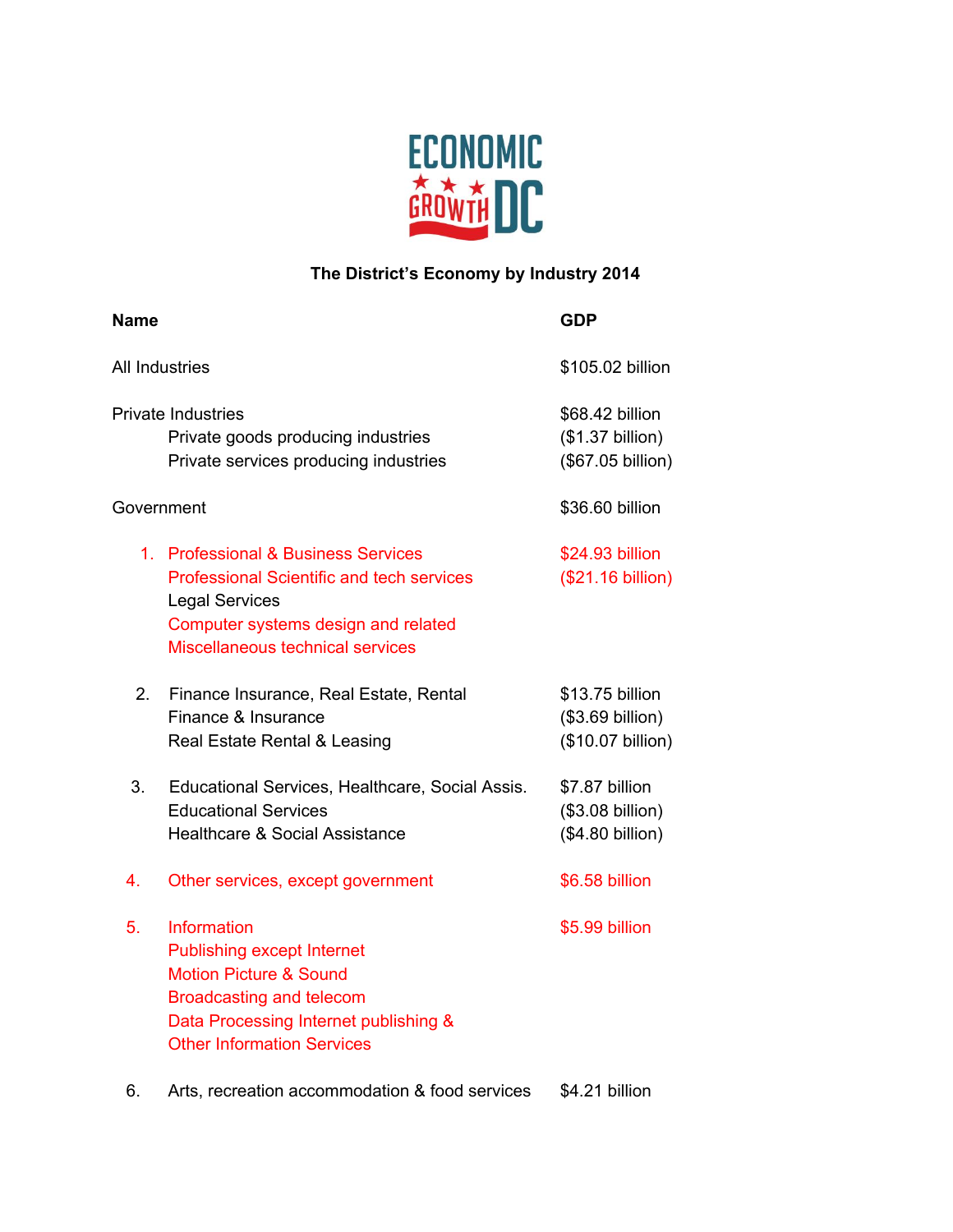ECONOMIC GROWTH DC

**The District's Economy by Industry 2014**

| Name | GDP |
|---|---|
| All Industries | $105.02 billion |
| Private Industries | $68.42 billion |
| Private goods producing industries | ($1.37 billion) |
| Private services producing industries | ($67.05 billion) |
| Government | $36.60 billion |
| 1. Professional & Business Services | $24.93 billion |
| Professional Scientific and tech services | ($21.16 billion) |
| Legal Services | |
| Computer systems design and related | |
| Miscellaneous technical services | |
| 2. Finance Insurance, Real Estate, Rental | $13.75 billion |
| Finance & Insurance | ($3.69 billion) |
| Real Estate Rental & Leasing | ($10.07 billion) |
| 3. Educational Services, Healthcare, Social Assis. | $7.87 billion |
| Educational Services | ($3.08 billion) |
| Healthcare & Social Assistance | ($4.80 billion) |
| 4. Other services, except government | $6.58 billion |
| 5. Information | $5.99 billion |
| Publishing except Internet | |
| Motion Picture & Sound | |
| Broadcasting and telecom | |
| Data Processing Internet publishing & Other Information Services | |
| 6. Arts, recreation accommodation & food services | $4.21 billion |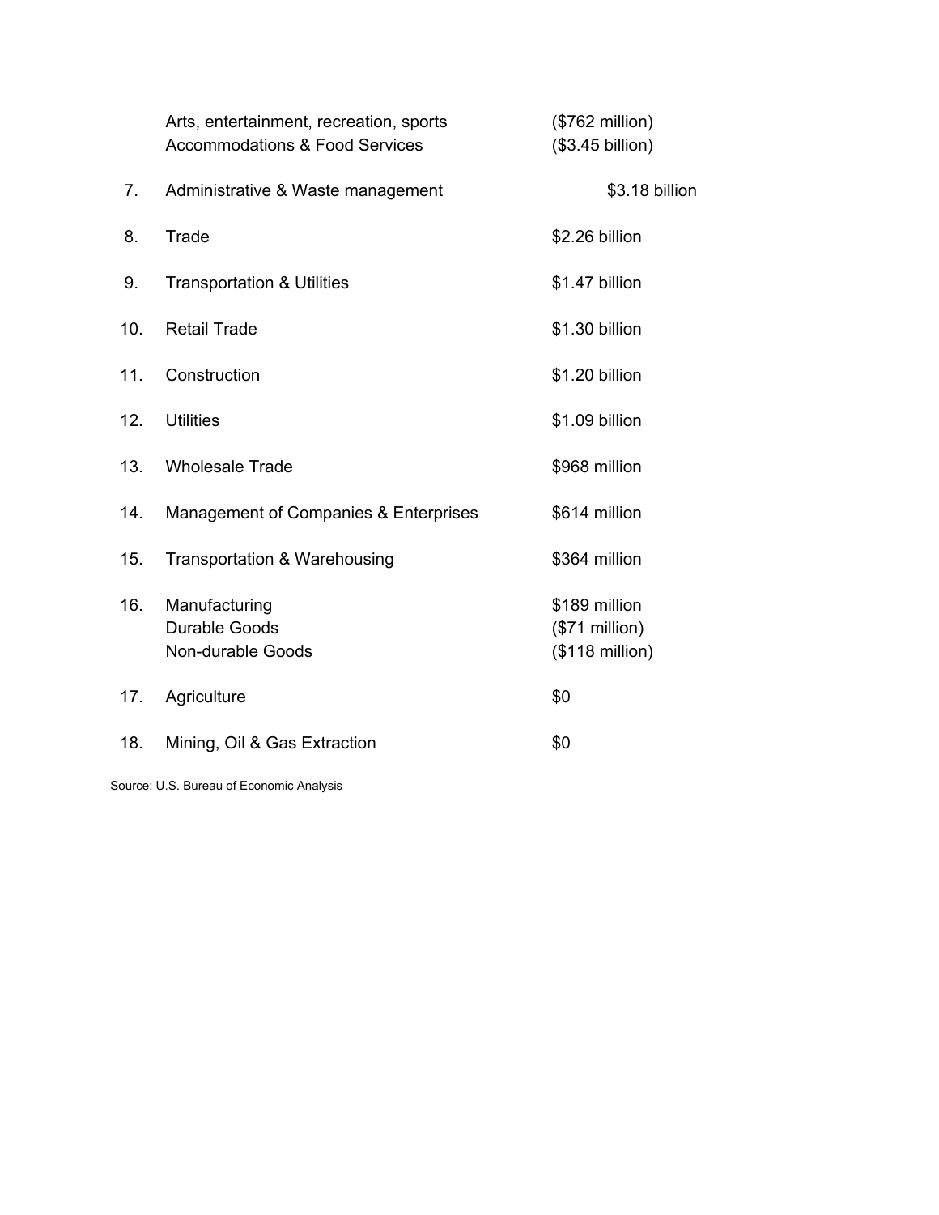| | | |
|---|---|---|
| | Arts, entertainment, recreation, sports | ($762 million) |
| | Accommodations & Food Services | ($3.45 billion) |
| 7. | Administrative & Waste management | $3.18 billion |
| 8. | Trade | $2.26 billion |
| 9. | Transportation & Utilities | $1.47 billion |
| 10. | Retail Trade | $1.30 billion |
| 11. | Construction | $1.20 billion |
| 12. | Utilities | $1.09 billion |
| 13. | Wholesale Trade | $968 million |
| 14. | Management of Companies & Enterprises | $614 million |
| 15. | Transportation & Warehousing | $364 million |
| 16. | Manufacturing | $189 million |
| | Durable Goods | ($71 million) |
| | Non-durable Goods | ($118 million) |
| 17. | Agriculture | $0 |
| 18. | Mining, Oil & Gas Extraction | $0 |

Source: U.S. Bureau of Economic Analysis